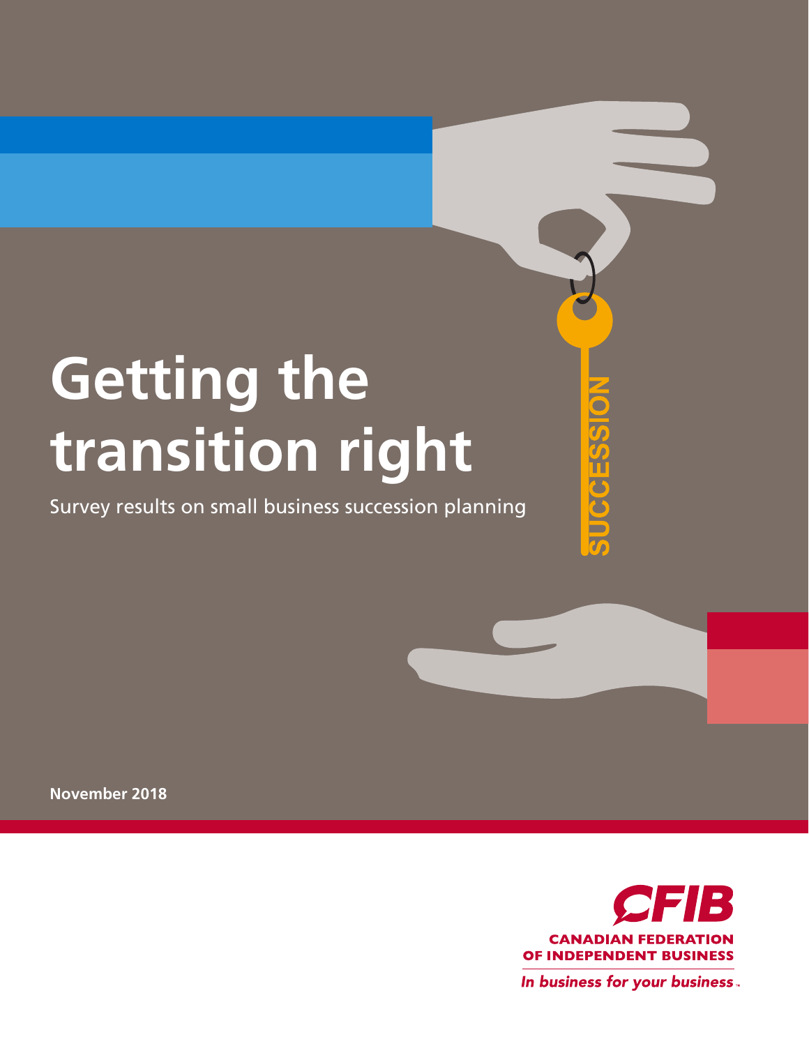# Getting the transition right

Survey results on small business succession planning

SUCCESSION

November 2018

CFIB

CANADIAN FEDERATION OF INDEPENDENT BUSINESS

*In business for your business.*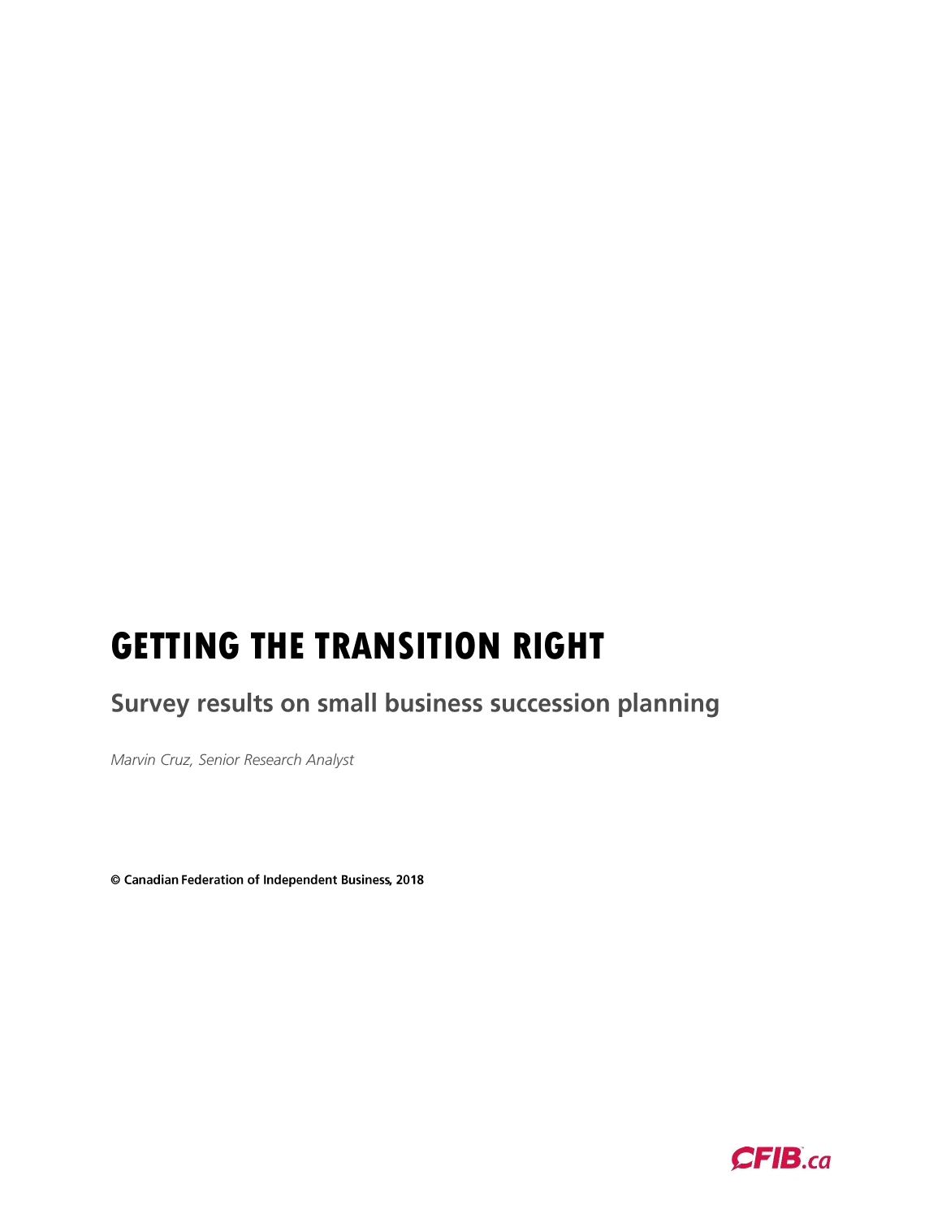# GETTING THE TRANSITION RIGHT

## Survey results on small business succession planning

*Marvin Cruz, Senior Research Analyst*

**© Canadian Federation of Independent Business, 2018**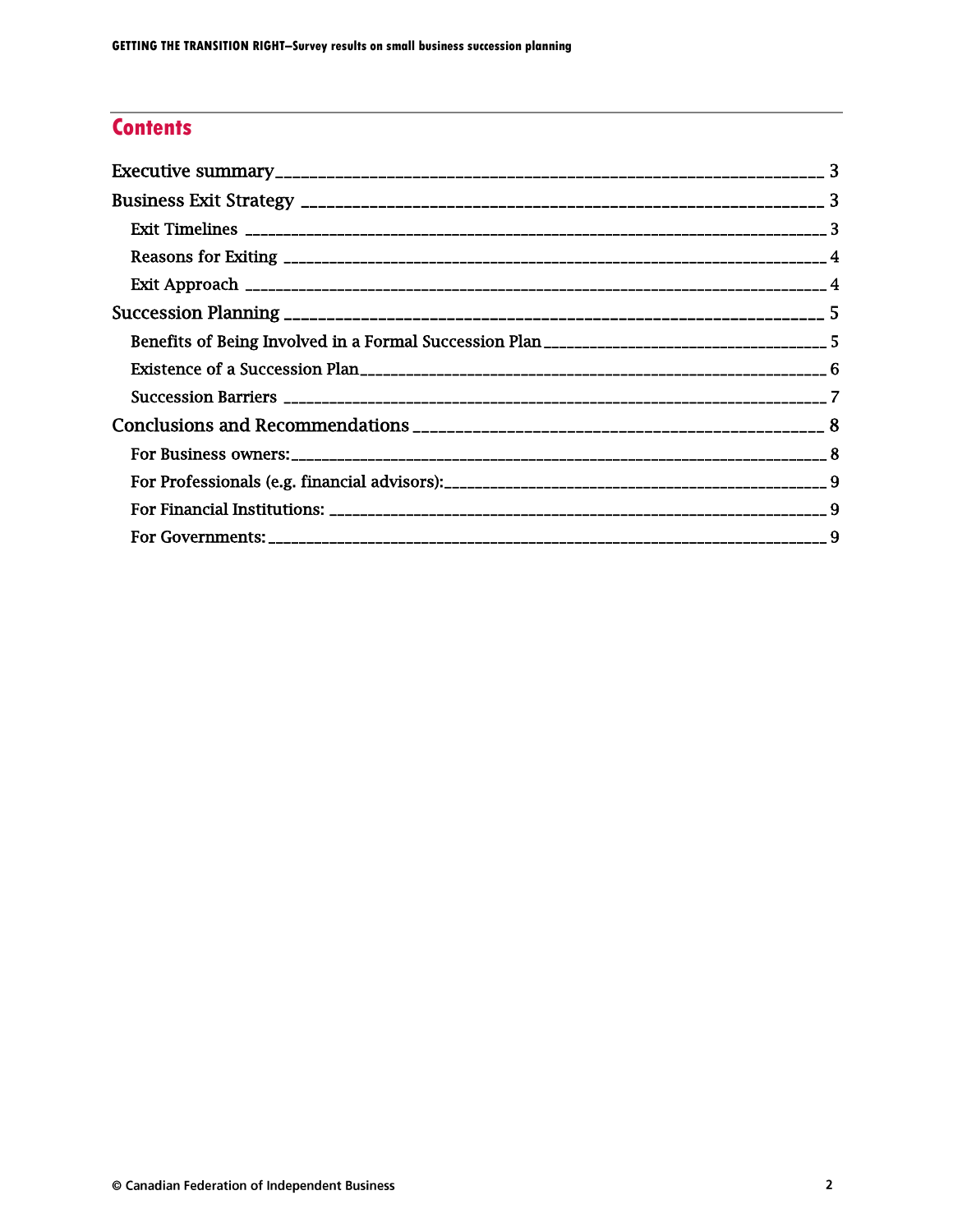## Contents

- Executive summary ______ 3
- Business Exit Strategy ______ 3
  - Exit Timelines ______ 3
  - Reasons for Exiting ______ 4
  - Exit Approach ______ 4
- Succession Planning ______ 5
  - Benefits of Being Involved in a Formal Succession Plan ______ 5
  - Existence of a Succession Plan ______ 6
  - Succession Barriers ______ 7
- Conclusions and Recommendations ______ 8
  - For Business owners: ______ 8
  - For Professionals (e.g. financial advisors): ______ 9
  - For Financial Institutions: ______ 9
  - For Governments: ______ 9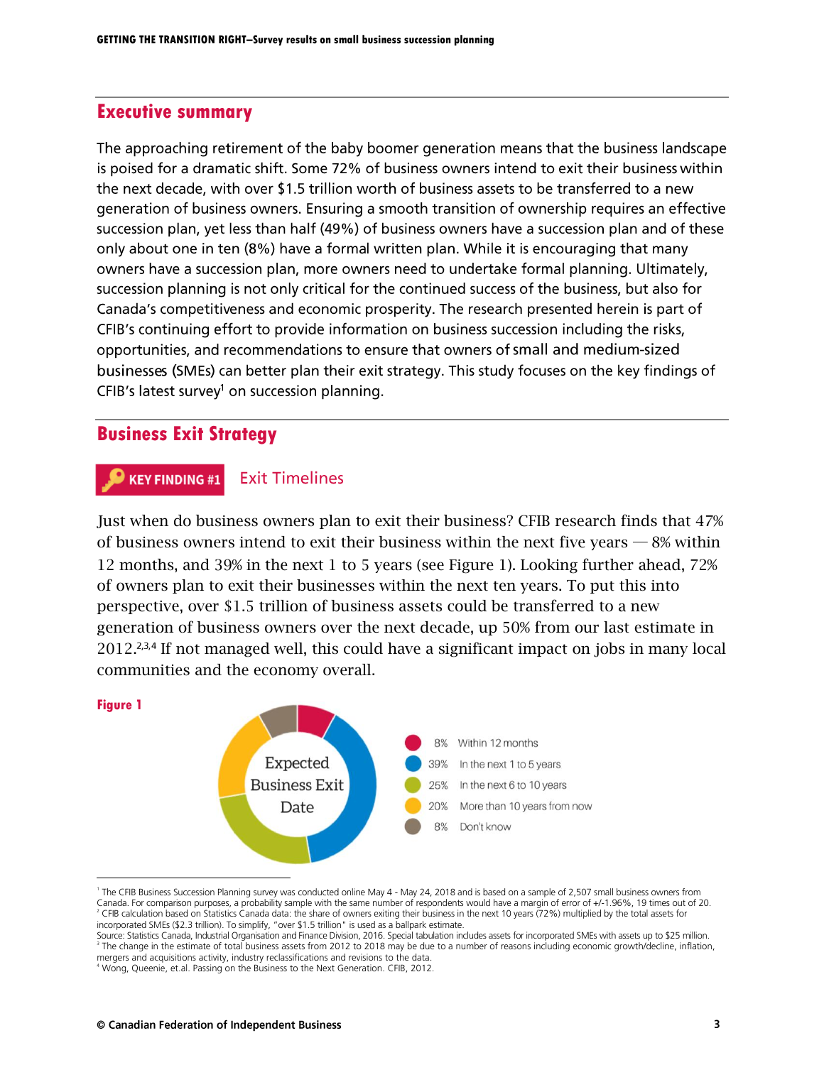## Executive summary

The approaching retirement of the baby boomer generation means that the business landscape is poised for a dramatic shift. Some 72% of business owners intend to exit their business within the next decade, with over $1.5 trillion worth of business assets to be transferred to a new generation of business owners. Ensuring a smooth transition of ownership requires an effective succession plan, yet less than half (49%) of business owners have a succession plan and of these only about one in ten (8%) have a formal written plan. While it is encouraging that many owners have a succession plan, more owners need to undertake formal planning. Ultimately, succession planning is not only critical for the continued success of the business, but also for Canada's competitiveness and economic prosperity. The research presented herein is part of CFIB's continuing effort to provide information on business succession including the risks, opportunities, and recommendations to ensure that owners of small and medium-sized businesses (SMEs) can better plan their exit strategy. This study focuses on the key findings of CFIB's latest survey[1] on succession planning.

## Business Exit Strategy

### KEY FINDING #1 Exit Timelines

Just when do business owners plan to exit their business? CFIB research finds that 47% of business owners intend to exit their business within the next five years — 8% within 12 months, and 39% in the next 1 to 5 years (see Figure 1). Looking further ahead, 72% of owners plan to exit their businesses within the next ten years. To put this into perspective, over $1.5 trillion of business assets could be transferred to a new generation of business owners over the next decade, up 50% from our last estimate in 2012.[2,3,4] If not managed well, this could have a significant impact on jobs in many local communities and the economy overall.

**Figure 1**

Expected Business Exit Date

8% Within 12 months
39% In the next 1 to 5 years
25% In the next 6 to 10 years
20% More than 10 years from now
8% Don't know

---

[1] The CFIB Business Succession Planning survey was conducted online May 4 - May 24, 2018 and is based on a sample of 2,507 small business owners from Canada. For comparison purposes, a probability sample with the same number of respondents would have a margin of error of +/-1.96%, 19 times out of 20.
[2] CFIB calculation based on Statistics Canada data: the share of owners exiting their business in the next 10 years (72%) multiplied by the total assets for incorporated SMEs ($2.3 trillion). To simplify, "over $1.5 trillion" is used as a ballpark estimate.
Source: Statistics Canada, Industrial Organisation and Finance Division, 2016. Special tabulation includes assets for incorporated SMEs with assets up to $25 million.
[3] The change in the estimate of total business assets from 2012 to 2018 may be due to a number of reasons including economic growth/decline, inflation, mergers and acquisitions activity, industry reclassifications and revisions to the data.
[4] Wong, Queenie, et.al. Passing on the Business to the Next Generation. CFIB, 2012.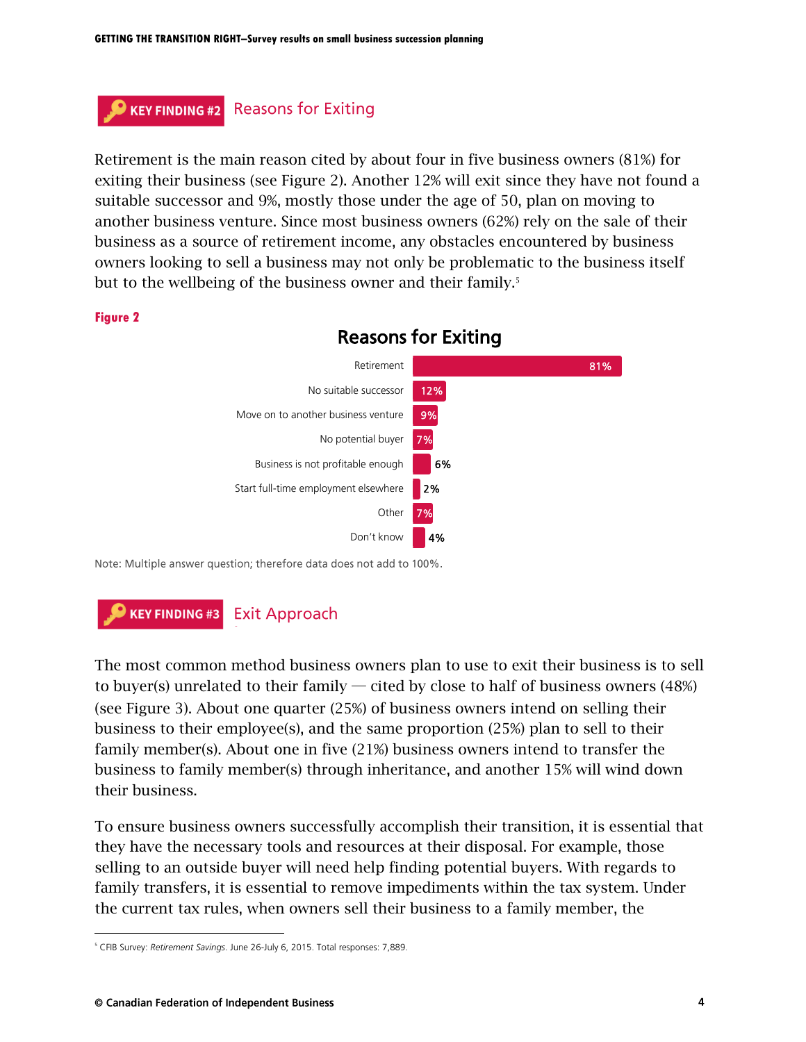## KEY FINDING #2 Reasons for Exiting

Retirement is the main reason cited by about four in five business owners (81%) for exiting their business (see Figure 2). Another 12% will exit since they have not found a suitable successor and 9%, mostly those under the age of 50, plan on moving to another business venture. Since most business owners (62%) rely on the sale of their business as a source of retirement income, any obstacles encountered by business owners looking to sell a business may not only be problematic to the business itself but to the wellbeing of the business owner and their family.[5]

**Figure 2**

Reasons for Exiting

Retirement 81%
No suitable successor 12%
Move on to another business venture 9%
No potential buyer 7%
Business is not profitable enough 6%
Start full-time employment elsewhere 2%
Other 7%
Don't know 4%

Note: Multiple answer question; therefore data does not add to 100%.

## KEY FINDING #3 Exit Approach

The most common method business owners plan to use to exit their business is to sell to buyer(s) unrelated to their family — cited by close to half of business owners (48%) (see Figure 3). About one quarter (25%) of business owners intend on selling their business to their employee(s), and the same proportion (25%) plan to sell to their family member(s). About one in five (21%) business owners intend to transfer the business to family member(s) through inheritance, and another 15% will wind down their business.

To ensure business owners successfully accomplish their transition, it is essential that they have the necessary tools and resources at their disposal. For example, those selling to an outside buyer will need help finding potential buyers. With regards to family transfers, it is essential to remove impediments within the tax system. Under the current tax rules, when owners sell their business to a family member, the

[5] CFIB Survey: *Retirement Savings*. June 26-July 6, 2015. Total responses: 7,889.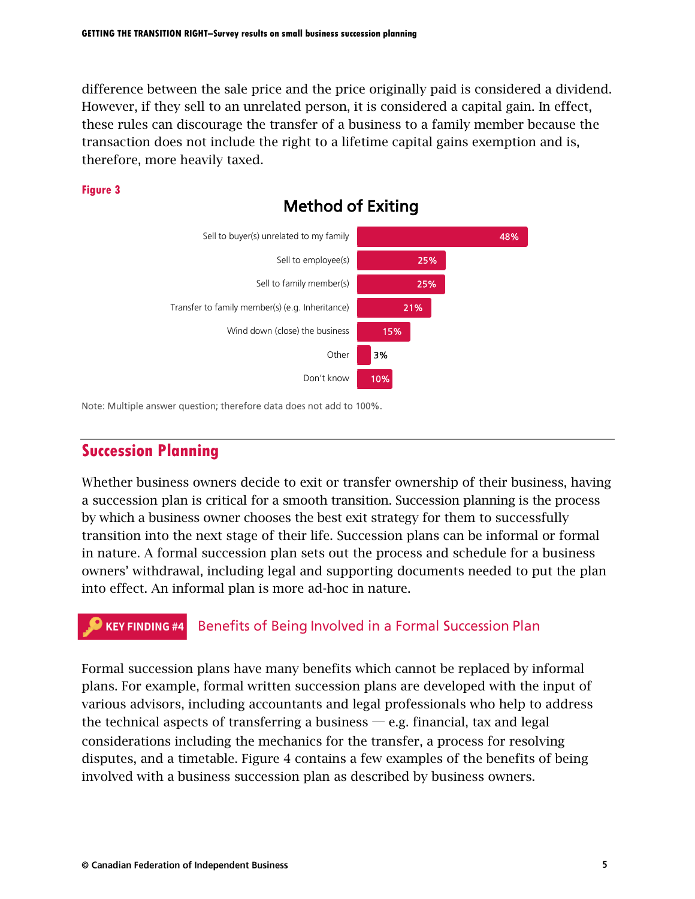difference between the sale price and the price originally paid is considered a dividend. However, if they sell to an unrelated person, it is considered a capital gain. In effect, these rules can discourage the transfer of a business to a family member because the transaction does not include the right to a lifetime capital gains exemption and is, therefore, more heavily taxed.

**Figure 3**

Method of Exiting

Sell to buyer(s) unrelated to my family 48%
Sell to employee(s) 25%
Sell to family member(s) 25%
Transfer to family member(s) (e.g. Inheritance) 21%
Wind down (close) the business 15%
Other 3%
Don't know 10%

Note: Multiple answer question; therefore data does not add to 100%.

## Succession Planning

Whether business owners decide to exit or transfer ownership of their business, having a succession plan is critical for a smooth transition. Succession planning is the process by which a business owner chooses the best exit strategy for them to successfully transition into the next stage of their life. Succession plans can be informal or formal in nature. A formal succession plan sets out the process and schedule for a business owners' withdrawal, including legal and supporting documents needed to put the plan into effect. An informal plan is more ad-hoc in nature.

### KEY FINDING #4 Benefits of Being Involved in a Formal Succession Plan

Formal succession plans have many benefits which cannot be replaced by informal plans. For example, formal written succession plans are developed with the input of various advisors, including accountants and legal professionals who help to address the technical aspects of transferring a business — e.g. financial, tax and legal considerations including the mechanics for the transfer, a process for resolving disputes, and a timetable. Figure 4 contains a few examples of the benefits of being involved with a business succession plan as described by business owners.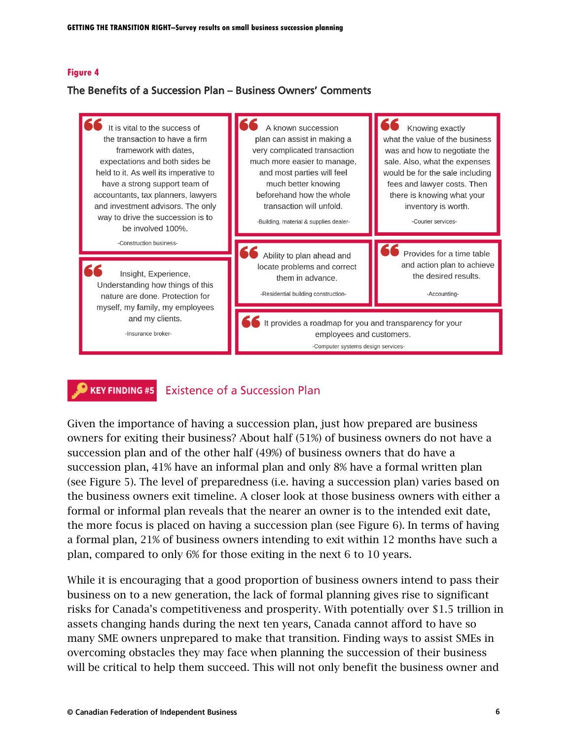**Figure 4**

### The Benefits of a Succession Plan – Business Owners' Comments

> It is vital to the success of the transaction to have a firm framework with dates, expectations and both sides be held to it. As well its imperative to have a strong support team of accountants, tax planners, lawyers and investment advisors. The only way to drive the succession is to be involved 100%.
>
> -Construction business-

> A known succession plan can assist in making a very complicated transaction much more easier to manage, and most parties will feel much better knowing beforehand how the whole transaction will unfold.
>
> -Building, material & supplies dealer-

> Knowing exactly what the value of the business was and how to negotiate the sale. Also, what the expenses would be for the sale including fees and lawyer costs. Then there is knowing what your inventory is worth.
>
> -Courier services-

> Insight, Experience, Understanding how things of this nature are done. Protection for myself, my family, my employees and my clients.
>
> -Insurance broker-

> Ability to plan ahead and locate problems and correct them in advance.
>
> -Residential building construction-

> Provides for a time table and action plan to achieve the desired results.
>
> -Accounting-

> It provides a roadmap for you and transparency for your employees and customers.
>
> -Computer systems design services-

## KEY FINDING #5 Existence of a Succession Plan

Given the importance of having a succession plan, just how prepared are business owners for exiting their business? About half (51%) of business owners do not have a succession plan and of the other half (49%) of business owners that do have a succession plan, 41% have an informal plan and only 8% have a formal written plan (see Figure 5). The level of preparedness (i.e. having a succession plan) varies based on the business owners exit timeline. A closer look at those business owners with either a formal or informal plan reveals that the nearer an owner is to the intended exit date, the more focus is placed on having a succession plan (see Figure 6). In terms of having a formal plan, 21% of business owners intending to exit within 12 months have such a plan, compared to only 6% for those exiting in the next 6 to 10 years.

While it is encouraging that a good proportion of business owners intend to pass their business on to a new generation, the lack of formal planning gives rise to significant risks for Canada's competitiveness and prosperity. With potentially over $1.5 trillion in assets changing hands during the next ten years, Canada cannot afford to have so many SME owners unprepared to make that transition. Finding ways to assist SMEs in overcoming obstacles they may face when planning the succession of their business will be critical to help them succeed. This will not only benefit the business owner and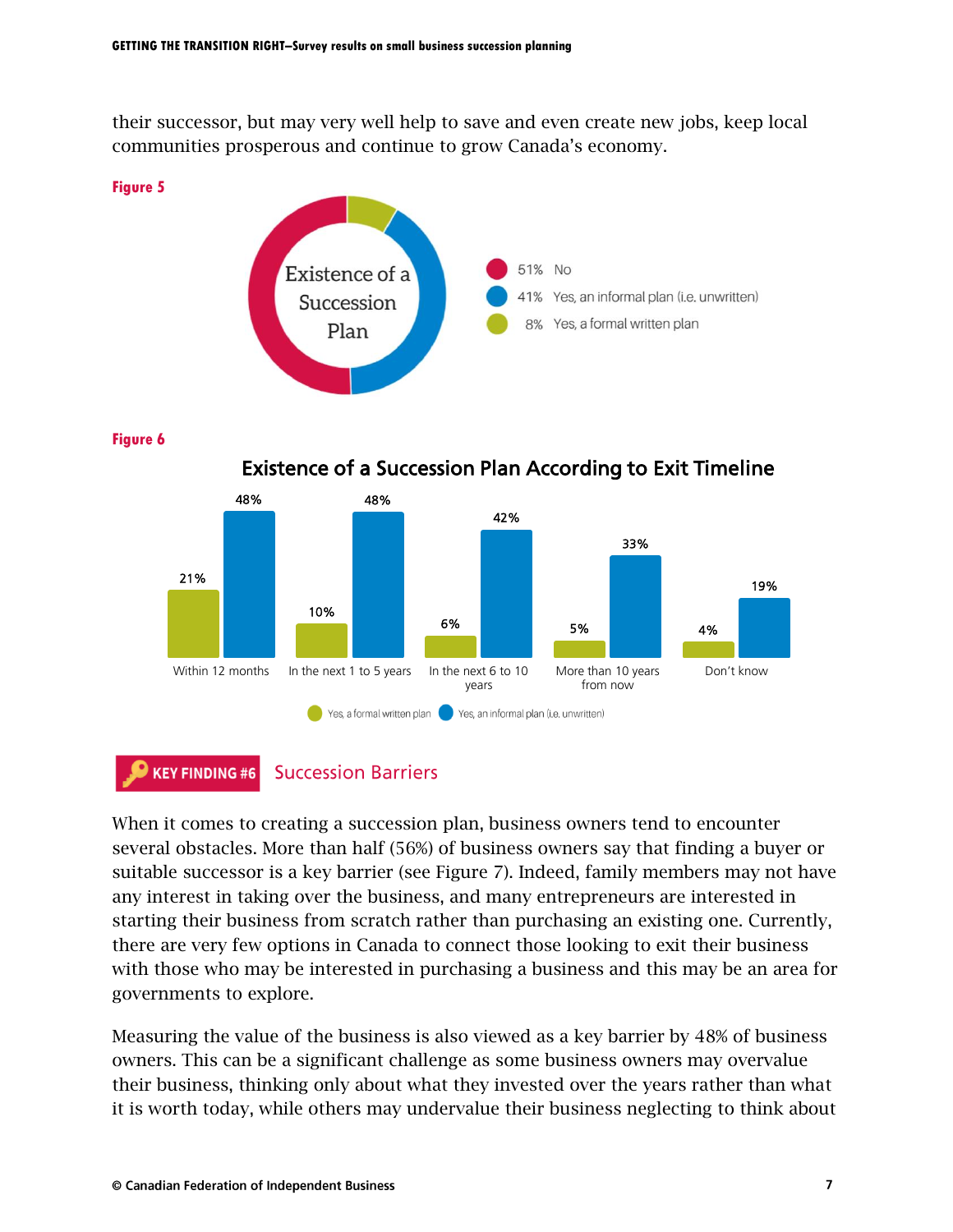their successor, but may very well help to save and even create new jobs, keep local communities prosperous and continue to grow Canada's economy.

**Figure 5**

Existence of a Succession Plan

51% No

41% Yes, an informal plan (i.e. unwritten)

8% Yes, a formal written plan

**Figure 6**

Existence of a Succession Plan According to Exit Timeline

Within 12 months: 21% 48%

In the next 1 to 5 years: 10% 48%

In the next 6 to 10 years: 6% 42%

More than 10 years from now: 5% 33%

Don't know: 4% 19%

Yes, a formal written plan

Yes, an informal plan (i.e. unwritten)

## KEY FINDING #6 Succession Barriers

When it comes to creating a succession plan, business owners tend to encounter several obstacles. More than half (56%) of business owners say that finding a buyer or suitable successor is a key barrier (see Figure 7). Indeed, family members may not have any interest in taking over the business, and many entrepreneurs are interested in starting their business from scratch rather than purchasing an existing one. Currently, there are very few options in Canada to connect those looking to exit their business with those who may be interested in purchasing a business and this may be an area for governments to explore.

Measuring the value of the business is also viewed as a key barrier by 48% of business owners. This can be a significant challenge as some business owners may overvalue their business, thinking only about what they invested over the years rather than what it is worth today, while others may undervalue their business neglecting to think about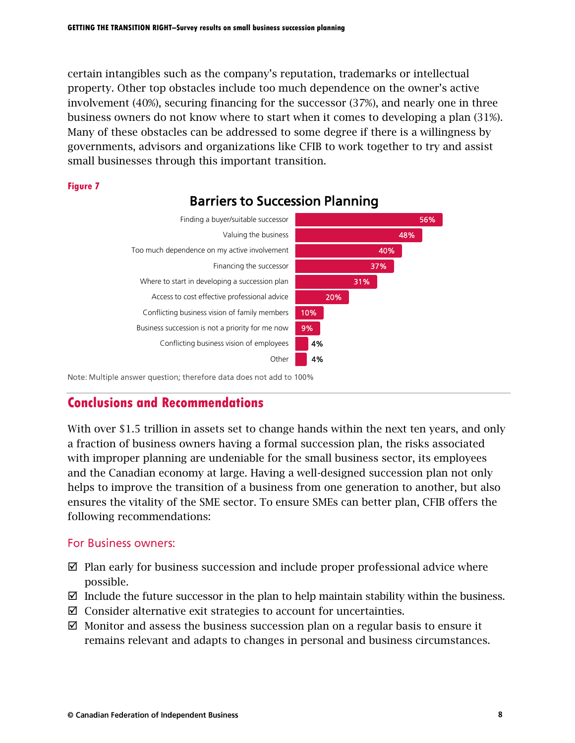certain intangibles such as the company's reputation, trademarks or intellectual property. Other top obstacles include too much dependence on the owner's active involvement (40%), securing financing for the successor (37%), and nearly one in three business owners do not know where to start when it comes to developing a plan (31%). Many of these obstacles can be addressed to some degree if there is a willingness by governments, advisors and organizations like CFIB to work together to try and assist small businesses through this important transition.

**Figure 7**

**Barriers to Succession Planning**

| Barrier | % |
|---|---|
| Finding a buyer/suitable successor | 56% |
| Valuing the business | 48% |
| Too much dependence on my active involvement | 40% |
| Financing the successor | 37% |
| Where to start in developing a succession plan | 31% |
| Access to cost effective professional advice | 20% |
| Conflicting business vision of family members | 10% |
| Business succession is not a priority for me now | 9% |
| Conflicting business vision of employees | 4% |
| Other | 4% |

Note: Multiple answer question; therefore data does not add to 100%

## Conclusions and Recommendations

With over $1.5 trillion in assets set to change hands within the next ten years, and only a fraction of business owners having a formal succession plan, the risks associated with improper planning are undeniable for the small business sector, its employees and the Canadian economy at large. Having a well-designed succession plan not only helps to improve the transition of a business from one generation to another, but also ensures the vitality of the SME sector. To ensure SMEs can better plan, CFIB offers the following recommendations:

### For Business owners:

- ☑ Plan early for business succession and include proper professional advice where possible.
- ☑ Include the future successor in the plan to help maintain stability within the business.
- ☑ Consider alternative exit strategies to account for uncertainties.
- ☑ Monitor and assess the business succession plan on a regular basis to ensure it remains relevant and adapts to changes in personal and business circumstances.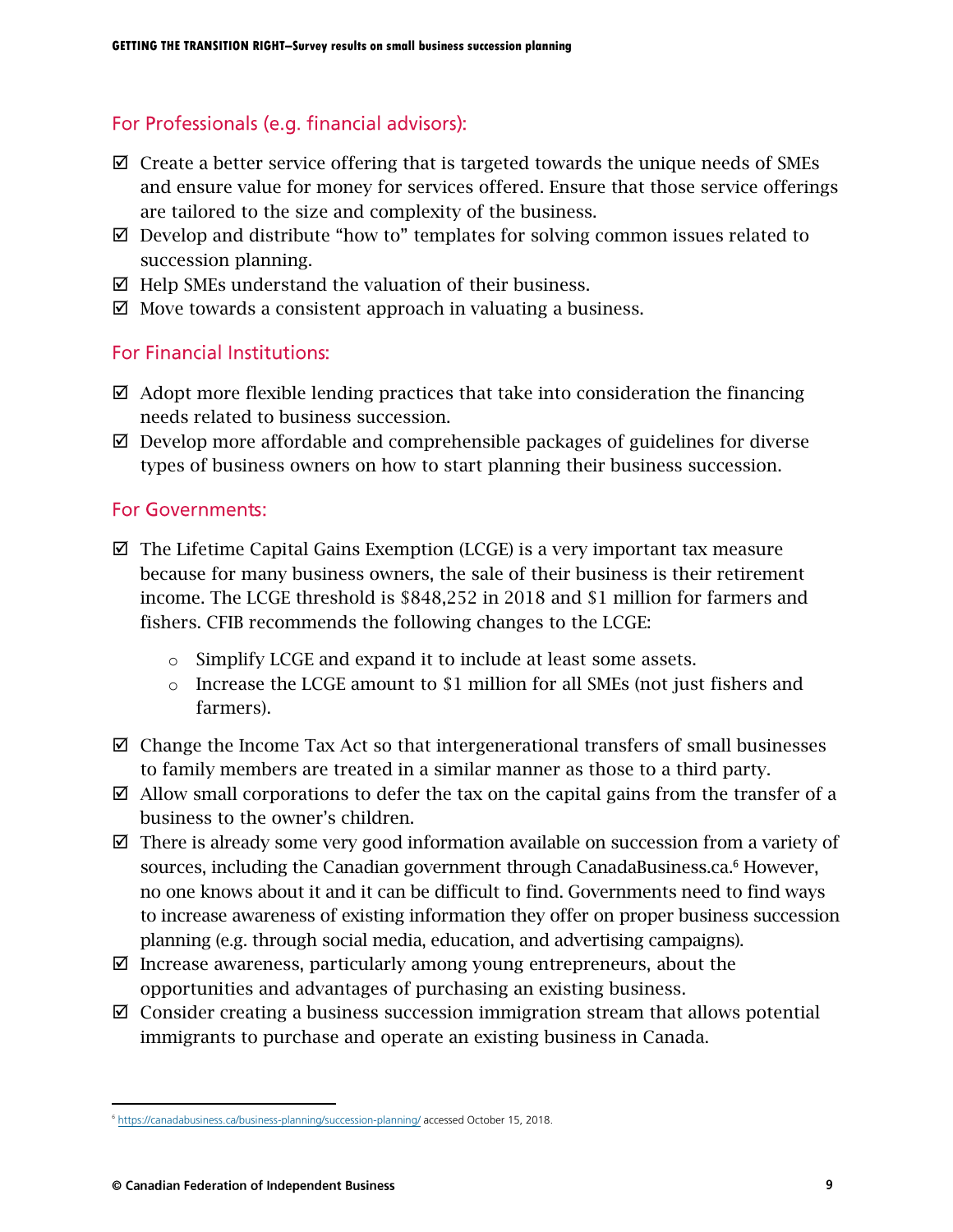## For Professionals (e.g. financial advisors):

- ☑ Create a better service offering that is targeted towards the unique needs of SMEs and ensure value for money for services offered. Ensure that those service offerings are tailored to the size and complexity of the business.
- ☑ Develop and distribute "how to" templates for solving common issues related to succession planning.
- ☑ Help SMEs understand the valuation of their business.
- ☑ Move towards a consistent approach in valuating a business.

## For Financial Institutions:

- ☑ Adopt more flexible lending practices that take into consideration the financing needs related to business succession.
- ☑ Develop more affordable and comprehensible packages of guidelines for diverse types of business owners on how to start planning their business succession.

## For Governments:

- ☑ The Lifetime Capital Gains Exemption (LCGE) is a very important tax measure because for many business owners, the sale of their business is their retirement income. The LCGE threshold is $848,252 in 2018 and $1 million for farmers and fishers. CFIB recommends the following changes to the LCGE:
  - Simplify LCGE and expand it to include at least some assets.
  - Increase the LCGE amount to $1 million for all SMEs (not just fishers and farmers).
- ☑ Change the Income Tax Act so that intergenerational transfers of small businesses to family members are treated in a similar manner as those to a third party.
- ☑ Allow small corporations to defer the tax on the capital gains from the transfer of a business to the owner's children.
- ☑ There is already some very good information available on succession from a variety of sources, including the Canadian government through CanadaBusiness.ca.[6] However, no one knows about it and it can be difficult to find. Governments need to find ways to increase awareness of existing information they offer on proper business succession planning (e.g. through social media, education, and advertising campaigns).
- ☑ Increase awareness, particularly among young entrepreneurs, about the opportunities and advantages of purchasing an existing business.
- ☑ Consider creating a business succession immigration stream that allows potential immigrants to purchase and operate an existing business in Canada.

---

[6] https://canadabusiness.ca/business-planning/succession-planning/ accessed October 15, 2018.